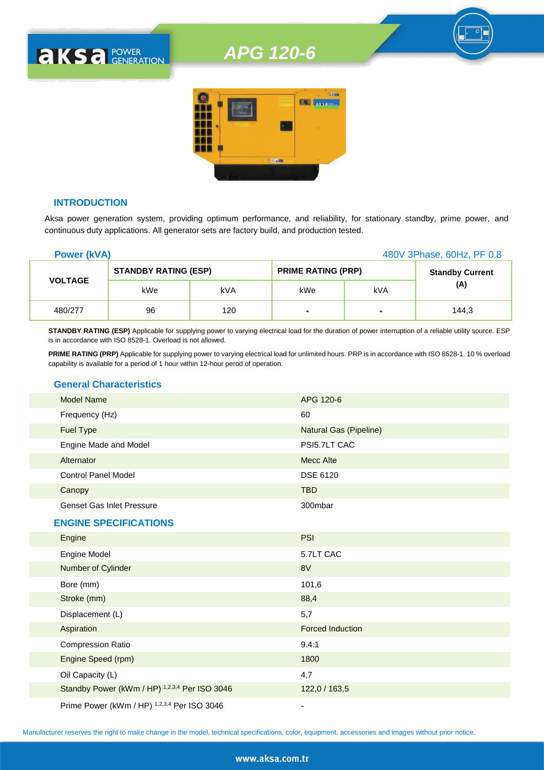# APG 120-6

## INTRODUCTION

Aksa power generation system, providing optimum performance, and reliability, for stationary standby, prime power, and continuous duty applications. All generator sets are factory build, and production tested.

**Power (kVA)** 480V 3Phase, 60Hz, PF 0.8

| VOLTAGE | STANDBY RATING (ESP) | | PRIME RATING (PRP) | | Standby Current (A) |
|---|---|---|---|---|---|
| | kWe | kVA | kWe | kVA | |
| 480/277 | 96 | 120 | - | - | 144,3 |

**STANDBY RATING (ESP)** Applicable for supplying power to varying electrical load for the duration of power interruption of a reliable utility source. ESP is in accordance with ISO 8528-1. Overload is not allowed.

**PRIME RATING (PRP)** Applicable for supplying power to varying electrical load for unlimited hours. PRP is in accordance with ISO 8528-1. 10 % overload capability is available for a period of 1 hour within 12-hour perod of operation.

## General Characteristics

| | |
|---|---|
| Model Name | APG 120-6 |
| Frequency (Hz) | 60 |
| Fuel Type | Natural Gas (Pipeline) |
| Engine Made and Model | PSI5.7LT CAC |
| Alternator | Mecc Alte |
| Control Panel Model | DSE 6120 |
| Canopy | TBD |
| Genset Gas Inlet Pressure | 300mbar |

## ENGINE SPECIFICATIONS

| | |
|---|---|
| Engine | PSI |
| Engine Model | 5.7LT CAC |
| Number of Cylinder | 8V |
| Bore (mm) | 101,6 |
| Stroke (mm) | 88,4 |
| Displacement (L) | 5,7 |
| Aspiration | Forced Induction |
| Compression Ratio | 9.4:1 |
| Engine Speed (rpm) | 1800 |
| Oil Capacity (L) | 4,7 |
| Standby Power (kWm / HP) [1,2,3,4] Per ISO 3046 | 122,0 / 163,5 |
| Prime Power (kWm / HP) [1,2,3,4] Per ISO 3046 | - |

Manufacturer reserves the right to make change in the model, technical specifications, color, equipment, accessories and images without prior notice.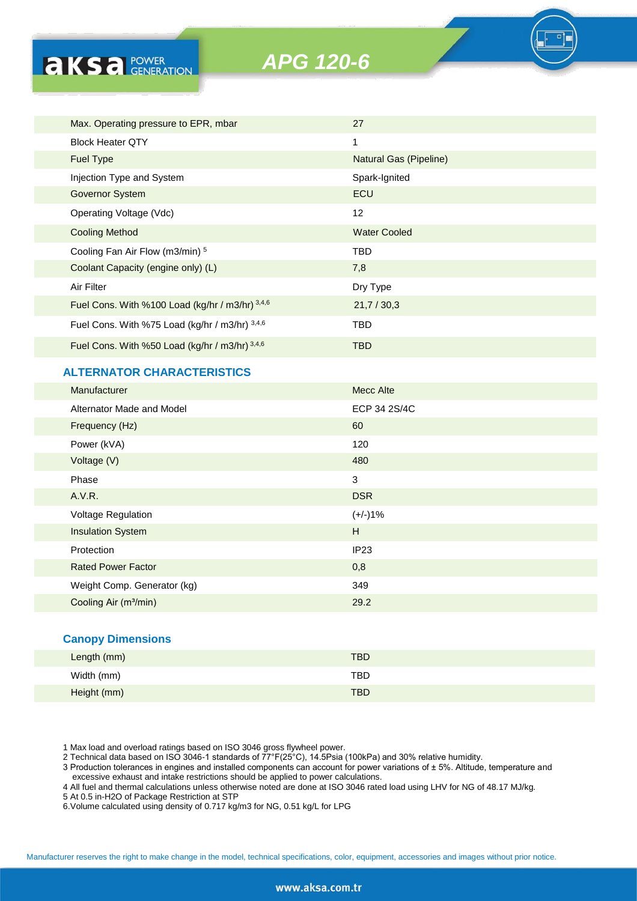# APG 120-6

| | |
|---|---|
| Max. Operating pressure to EPR, mbar | 27 |
| Block Heater QTY | 1 |
| Fuel Type | Natural Gas (Pipeline) |
| Injection Type and System | Spark-Ignited |
| Governor System | ECU |
| Operating Voltage (Vdc) | 12 |
| Cooling Method | Water Cooled |
| Cooling Fan Air Flow (m3/min) [5] | TBD |
| Coolant Capacity (engine only) (L) | 7,8 |
| Air Filter | Dry Type |
| Fuel Cons. With %100 Load (kg/hr / m3/hr) [3,4,6] | 21,7 / 30,3 |
| Fuel Cons. With %75 Load (kg/hr / m3/hr) [3,4,6] | TBD |
| Fuel Cons. With %50 Load (kg/hr / m3/hr) [3,4,6] | TBD |

## ALTERNATOR CHARACTERISTICS

| | |
|---|---|
| Manufacturer | Mecc Alte |
| Alternator Made and Model | ECP 34 2S/4C |
| Frequency (Hz) | 60 |
| Power (kVA) | 120 |
| Voltage (V) | 480 |
| Phase | 3 |
| A.V.R. | DSR |
| Voltage Regulation | (+/-)1% |
| Insulation System | H |
| Protection | IP23 |
| Rated Power Factor | 0,8 |
| Weight Comp. Generator (kg) | 349 |
| Cooling Air (m³/min) | 29.2 |

## Canopy Dimensions

| | |
|---|---|
| Length (mm) | TBD |
| Width (mm) | TBD |
| Height (mm) | TBD |

1 Max load and overload ratings based on ISO 3046 gross flywheel power.
2 Technical data based on ISO 3046-1 standards of 77°F(25°C), 14.5Psia (100kPa) and 30% relative humidity.
3 Production tolerances in engines and installed components can account for power variations of ± 5%. Altitude, temperature and excessive exhaust and intake restrictions should be applied to power calculations.
4 All fuel and thermal calculations unless otherwise noted are done at ISO 3046 rated load using LHV for NG of 48.17 MJ/kg.
5 At 0.5 in-H2O of Package Restriction at STP
6.Volume calculated using density of 0.717 kg/m3 for NG, 0.51 kg/L for LPG

Manufacturer reserves the right to make change in the model, technical specifications, color, equipment, accessories and images without prior notice.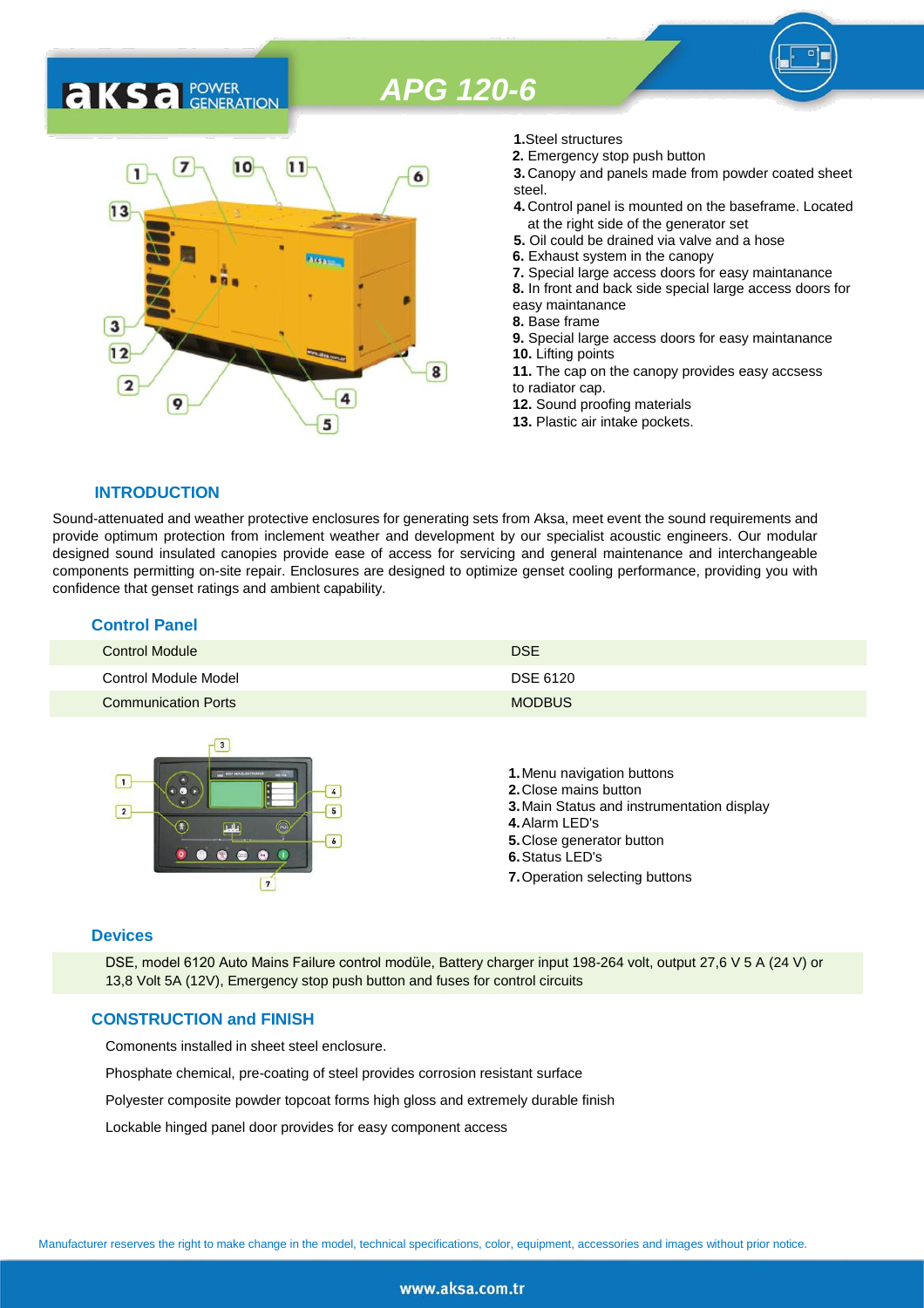# APG 120-6

**1.** Steel structures
**2.** Emergency stop push button
**3.** Canopy and panels made from powder coated sheet steel.
**4.** Control panel is mounted on the baseframe. Located at the right side of the generator set
**5.** Oil could be drained via valve and a hose
**6.** Exhaust system in the canopy
**7.** Special large access doors for easy maintanance
**8.** In front and back side special large access doors for easy maintanance
**8.** Base frame
**9.** Special large access doors for easy maintanance
**10.** Lifting points
**11.** The cap on the canopy provides easy accsess to radiator cap.
**12.** Sound proofing materials
**13.** Plastic air intake pockets.

## INTRODUCTION

Sound-attenuated and weather protective enclosures for generating sets from Aksa, meet event the sound requirements and provide optimum protection from inclement weather and development by our specialist acoustic engineers. Our modular designed sound insulated canopies provide ease of access for servicing and general maintenance and interchangeable components permitting on-site repair. Enclosures are designed to optimize genset cooling performance, providing you with confidence that genset ratings and ambient capability.

## Control Panel

| | |
|---|---|
| Control Module | DSE |
| Control Module Model | DSE 6120 |
| Communication Ports | MODBUS |

**1.** Menu navigation buttons
**2.** Close mains button
**3.** Main Status and instrumentation display
**4.** Alarm LED's
**5.** Close generator button
**6.** Status LED's
**7.** Operation selecting buttons

## Devices

DSE, model 6120 Auto Mains Failure control modüle, Battery charger input 198-264 volt, output 27,6 V 5 A (24 V) or 13,8 Volt 5A (12V), Emergency stop push button and fuses for control circuits

## CONSTRUCTION and FINISH

Comonents installed in sheet steel enclosure.

Phosphate chemical, pre-coating of steel provides corrosion resistant surface

Polyester composite powder topcoat forms high gloss and extremely durable finish

Lockable hinged panel door provides for easy component access

Manufacturer reserves the right to make change in the model, technical specifications, color, equipment, accessories and images without prior notice.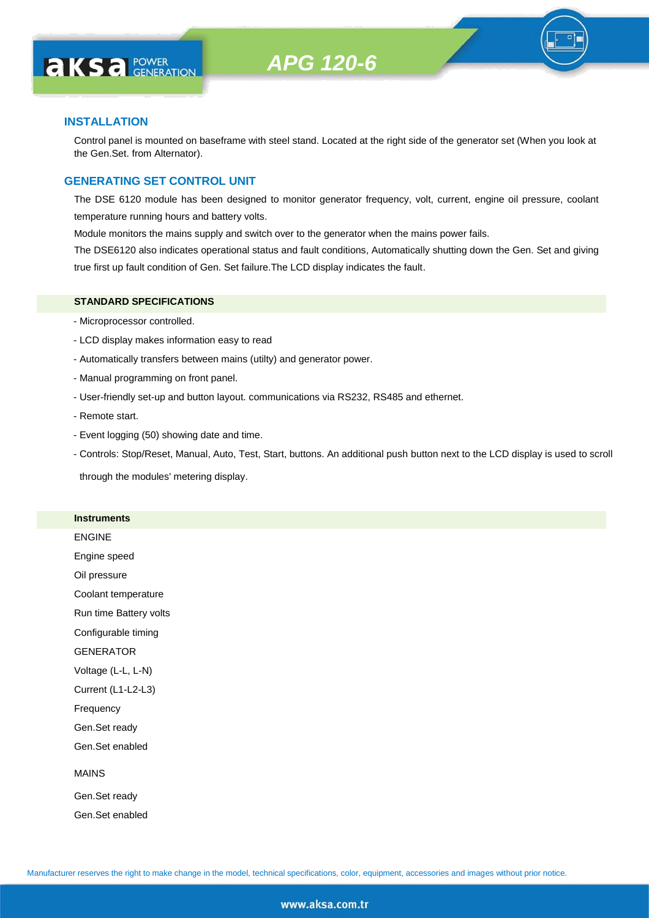# APG 120-6

## INSTALLATION

Control panel is mounted on baseframe with steel stand. Located at the right side of the generator set (When you look at the Gen.Set. from Alternator).

## GENERATING SET CONTROL UNIT

The DSE 6120 module has been designed to monitor generator frequency, volt, current, engine oil pressure, coolant temperature running hours and battery volts.

Module monitors the mains supply and switch over to the generator when the mains power fails.

The DSE6120 also indicates operational status and fault conditions, Automatically shutting down the Gen. Set and giving true first up fault condition of Gen. Set failure.The LCD display indicates the fault.

### STANDARD SPECIFICATIONS

- Microprocessor controlled.
- LCD display makes information easy to read
- Automatically transfers between mains (utilty) and generator power.
- Manual programming on front panel.
- User-friendly set-up and button layout. communications via RS232, RS485 and ethernet.
- Remote start.
- Event logging (50) showing date and time.
- Controls: Stop/Reset, Manual, Auto, Test, Start, buttons. An additional push button next to the LCD display is used to scroll through the modules' metering display.

### Instruments

ENGINE

Engine speed

Oil pressure

Coolant temperature

Run time Battery volts

Configurable timing

GENERATOR

Voltage (L-L, L-N)

Current (L1-L2-L3)

Frequency

Gen.Set ready

Gen.Set enabled

MAINS

Gen.Set ready

Gen.Set enabled

Manufacturer reserves the right to make change in the model, technical specifications, color, equipment, accessories and images without prior notice.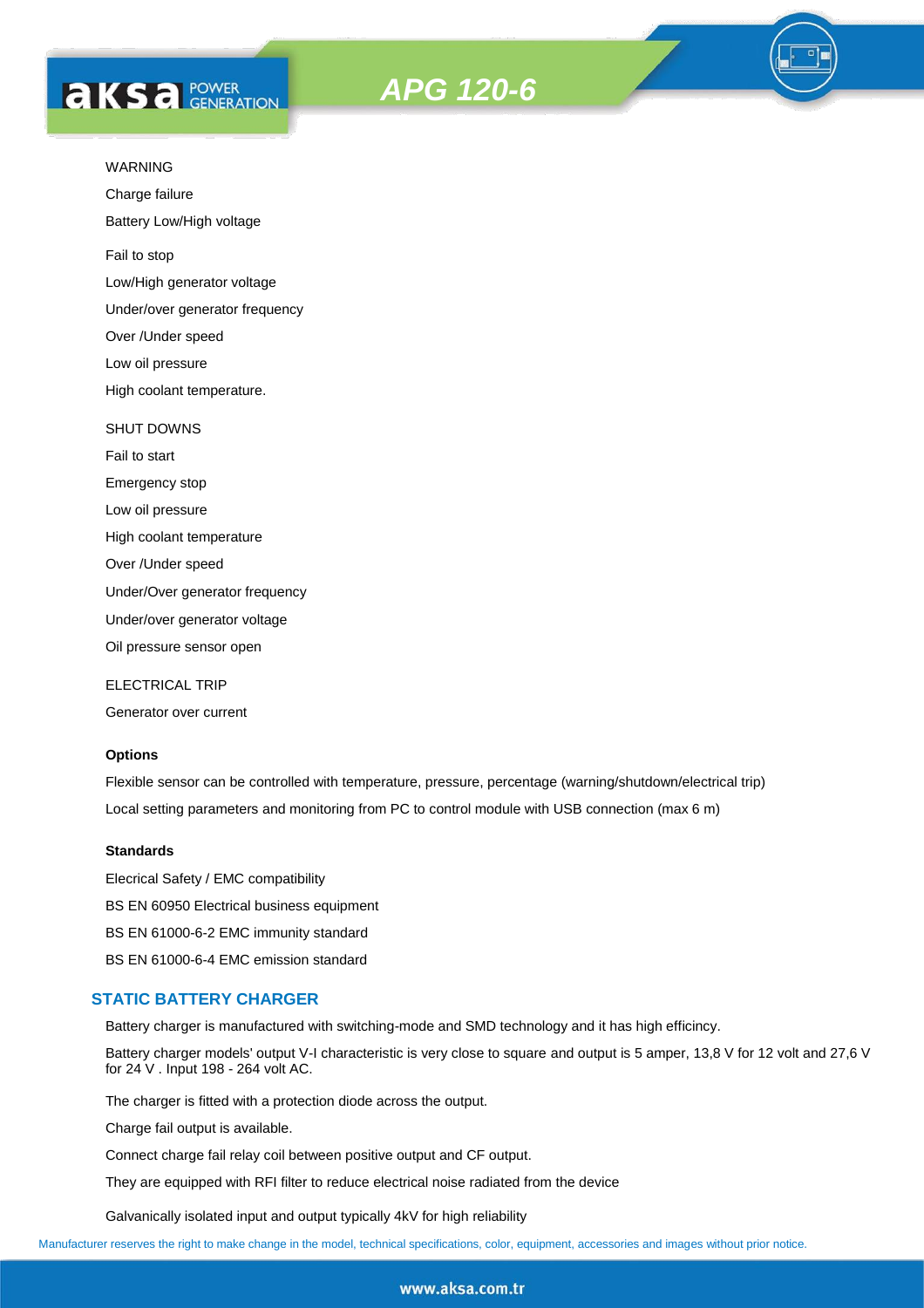WARNING

Charge failure

Battery Low/High voltage

Fail to stop

Low/High generator voltage

Under/over generator frequency

Over /Under speed

Low oil pressure

High coolant temperature.

SHUT DOWNS

Fail to start

Emergency stop

Low oil pressure

High coolant temperature

Over /Under speed

Under/Over generator frequency

Under/over generator voltage

Oil pressure sensor open

ELECTRICAL TRIP

Generator over current

**Options**

Flexible sensor can be controlled with temperature, pressure, percentage (warning/shutdown/electrical trip)

Local setting parameters and monitoring from PC to control module with USB connection (max 6 m)

**Standards**

Elecrical Safety / EMC compatibility

BS EN 60950 Electrical business equipment

BS EN 61000-6-2 EMC immunity standard

BS EN 61000-6-4 EMC emission standard

## STATIC BATTERY CHARGER

Battery charger is manufactured with switching-mode and SMD technology and it has high efficincy.

Battery charger models' output V-I characteristic is very close to square and output is 5 amper, 13,8 V for 12 volt and 27,6 V for 24 V . Input 198 - 264 volt AC.

The charger is fitted with a protection diode across the output.

Charge fail output is available.

Connect charge fail relay coil between positive output and CF output.

They are equipped with RFI filter to reduce electrical noise radiated from the device

Galvanically isolated input and output typically 4kV for high reliability

Manufacturer reserves the right to make change in the model, technical specifications, color, equipment, accessories and images without prior notice.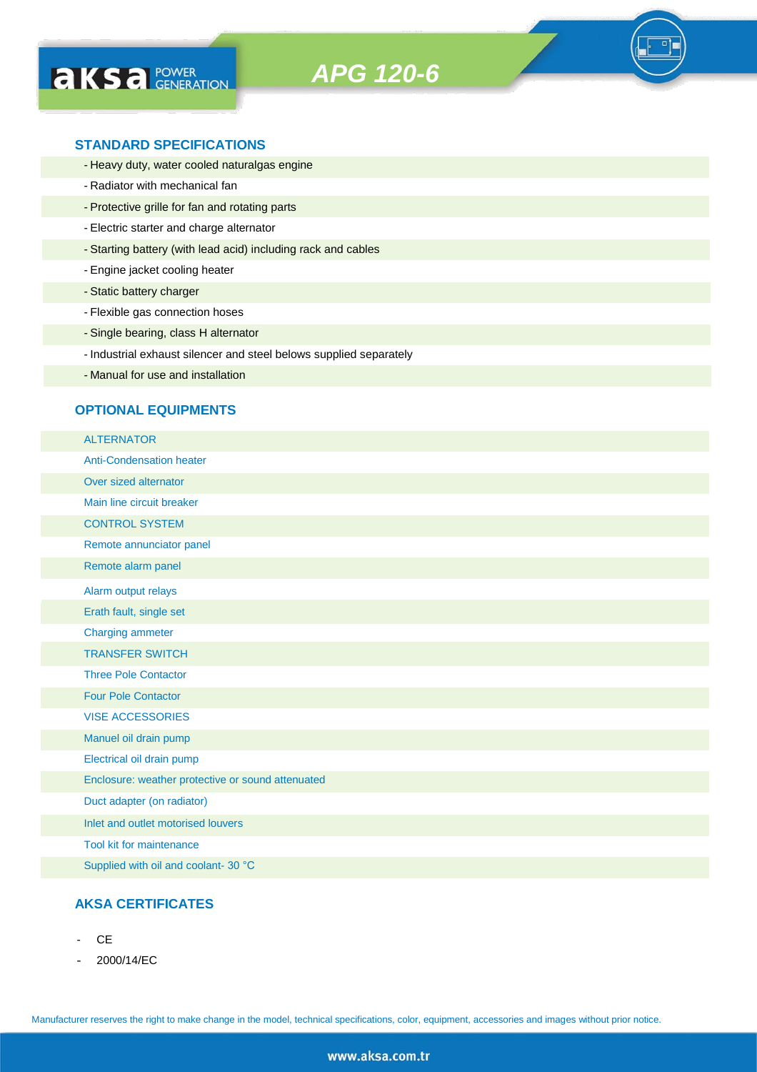aksa POWER GENERATION

# APG 120-6

## STANDARD SPECIFICATIONS

- Heavy duty, water cooled naturalgas engine
- Radiator with mechanical fan
- Protective grille for fan and rotating parts
- Electric starter and charge alternator
- Starting battery (with lead acid) including rack and cables
- Engine jacket cooling heater
- Static battery charger
- Flexible gas connection hoses
- Single bearing, class H alternator
- Industrial exhaust silencer and steel belows supplied separately
- Manual for use and installation

## OPTIONAL EQUIPMENTS

ALTERNATOR

Anti-Condensation heater

Over sized alternator

Main line circuit breaker

CONTROL SYSTEM

Remote annunciator panel

Remote alarm panel

Alarm output relays

Erath fault, single set

Charging ammeter

TRANSFER SWITCH

Three Pole Contactor

Four Pole Contactor

VISE ACCESSORIES

Manuel oil drain pump

Electrical oil drain pump

Enclosure: weather protective or sound attenuated

Duct adapter (on radiator)

Inlet and outlet motorised louvers

Tool kit for maintenance

Supplied with oil and coolant- 30 °C

## AKSA CERTIFICATES

- CE
- 2000/14/EC

Manufacturer reserves the right to make change in the model, technical specifications, color, equipment, accessories and images without prior notice.

www.aksa.com.tr